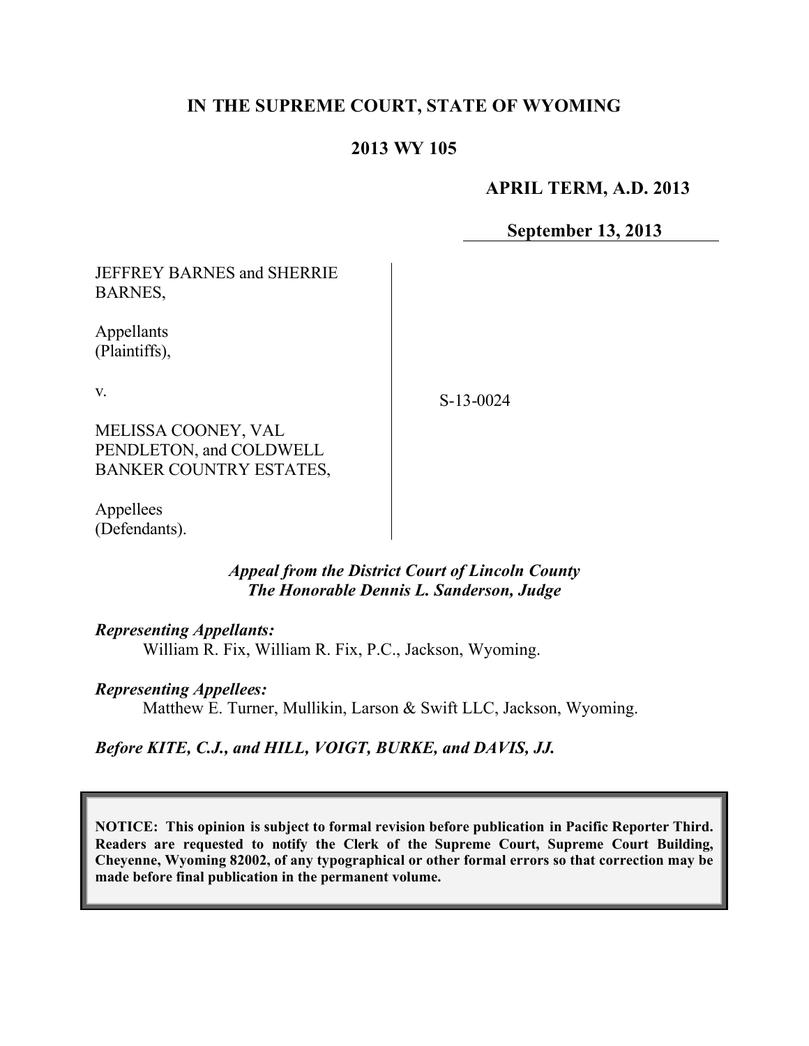**IN THE SUPREME COURT, STATE OF WYOMING**

**2013 WY 105**

**APRIL TERM, A.D. 2013**

**September 13, 2013**

| | |
|---|---|
| JEFFREY BARNES and SHERRIE BARNES,<br><br>Appellants (Plaintiffs),<br><br>v.<br><br>MELISSA COONEY, VAL PENDLETON, and COLDWELL BANKER COUNTRY ESTATES,<br><br>Appellees (Defendants). | S-13-0024 |

***Appeal from the District Court of Lincoln County***
***The Honorable Dennis L. Sanderson, Judge***

***Representing Appellants:***
William R. Fix, William R. Fix, P.C., Jackson, Wyoming.

***Representing Appellees:***
Matthew E. Turner, Mullikin, Larson & Swift LLC, Jackson, Wyoming.

***Before KITE, C.J., and HILL, VOIGT, BURKE, and DAVIS, JJ.***

**NOTICE: This opinion is subject to formal revision before publication in Pacific Reporter Third. Readers are requested to notify the Clerk of the Supreme Court, Supreme Court Building, Cheyenne, Wyoming 82002, of any typographical or other formal errors so that correction may be made before final publication in the permanent volume.**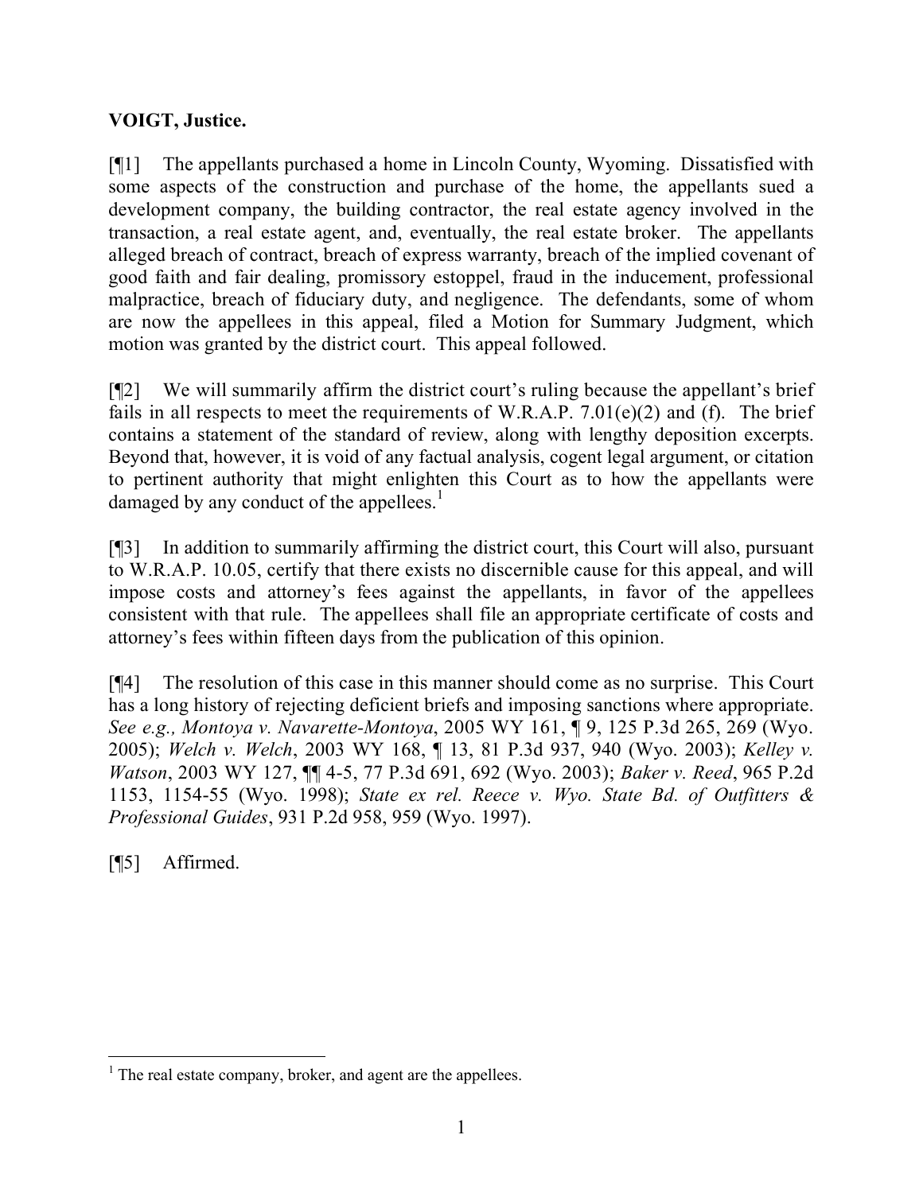**VOIGT, Justice.**

[¶1] The appellants purchased a home in Lincoln County, Wyoming. Dissatisfied with some aspects of the construction and purchase of the home, the appellants sued a development company, the building contractor, the real estate agency involved in the transaction, a real estate agent, and, eventually, the real estate broker. The appellants alleged breach of contract, breach of express warranty, breach of the implied covenant of good faith and fair dealing, promissory estoppel, fraud in the inducement, professional malpractice, breach of fiduciary duty, and negligence. The defendants, some of whom are now the appellees in this appeal, filed a Motion for Summary Judgment, which motion was granted by the district court. This appeal followed.

[¶2] We will summarily affirm the district court's ruling because the appellant's brief fails in all respects to meet the requirements of W.R.A.P. 7.01(e)(2) and (f). The brief contains a statement of the standard of review, along with lengthy deposition excerpts. Beyond that, however, it is void of any factual analysis, cogent legal argument, or citation to pertinent authority that might enlighten this Court as to how the appellants were damaged by any conduct of the appellees.[1]

[¶3] In addition to summarily affirming the district court, this Court will also, pursuant to W.R.A.P. 10.05, certify that there exists no discernible cause for this appeal, and will impose costs and attorney's fees against the appellants, in favor of the appellees consistent with that rule. The appellees shall file an appropriate certificate of costs and attorney's fees within fifteen days from the publication of this opinion.

[¶4] The resolution of this case in this manner should come as no surprise. This Court has a long history of rejecting deficient briefs and imposing sanctions where appropriate. *See e.g., Montoya v. Navarette-Montoya*, 2005 WY 161, ¶ 9, 125 P.3d 265, 269 (Wyo. 2005); *Welch v. Welch*, 2003 WY 168, ¶ 13, 81 P.3d 937, 940 (Wyo. 2003); *Kelley v. Watson*, 2003 WY 127, ¶¶ 4-5, 77 P.3d 691, 692 (Wyo. 2003); *Baker v. Reed*, 965 P.2d 1153, 1154-55 (Wyo. 1998); *State ex rel. Reece v. Wyo. State Bd. of Outfitters & Professional Guides*, 931 P.2d 958, 959 (Wyo. 1997).

[¶5] Affirmed.

---

[1] The real estate company, broker, and agent are the appellees.